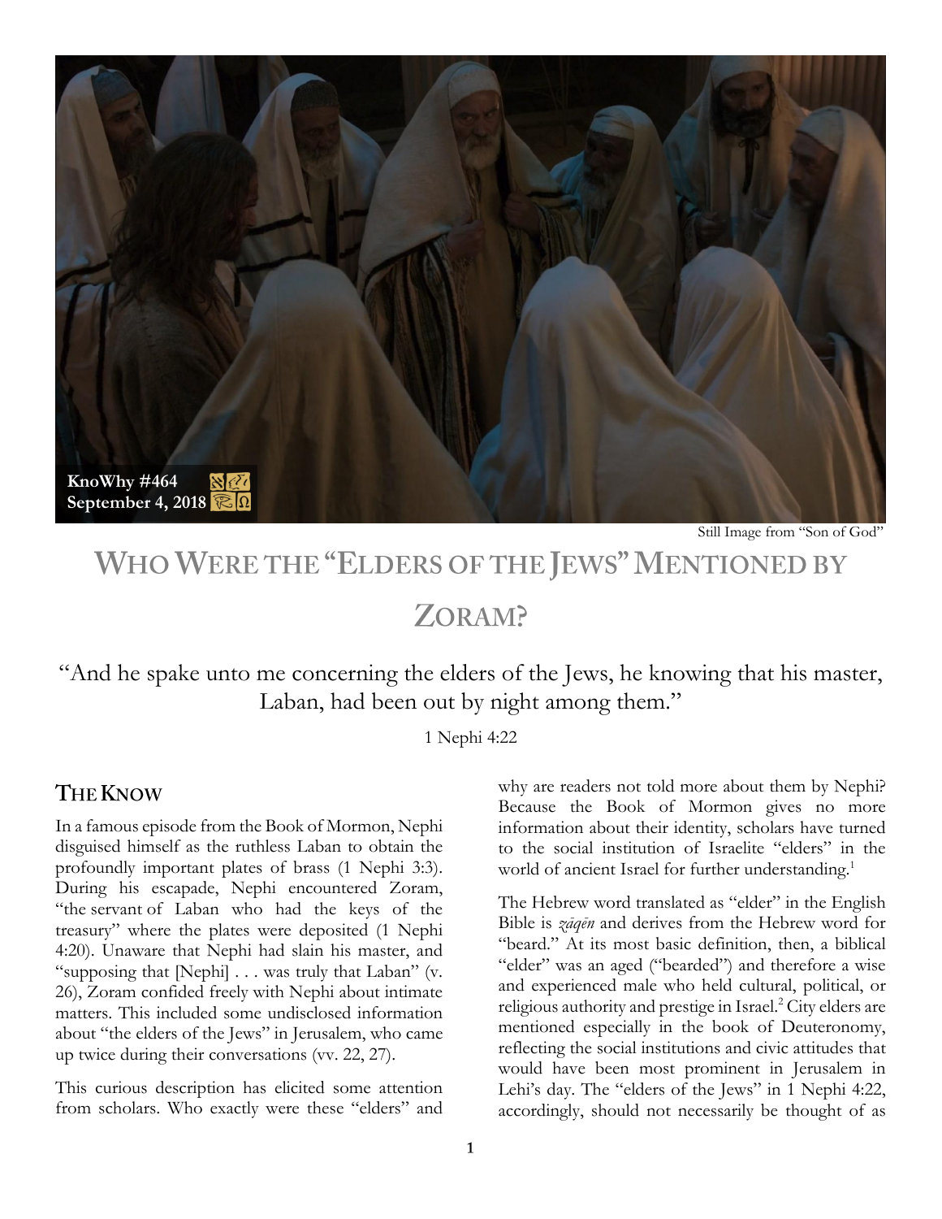KnoWhy #464
September 4, 2018

Still Image from "Son of God"

# Who Were the "Elders of the Jews" Mentioned by Zoram?

"And he spake unto me concerning the elders of the Jews, he knowing that his master, Laban, had been out by night among them."

1 Nephi 4:22

## The Know

In a famous episode from the Book of Mormon, Nephi disguised himself as the ruthless Laban to obtain the profoundly important plates of brass (1 Nephi 3:3). During his escapade, Nephi encountered Zoram, "the servant of Laban who had the keys of the treasury" where the plates were deposited (1 Nephi 4:20). Unaware that Nephi had slain his master, and "supposing that [Nephi] . . . was truly that Laban" (v. 26), Zoram confided freely with Nephi about intimate matters. This included some undisclosed information about "the elders of the Jews" in Jerusalem, who came up twice during their conversations (vv. 22, 27).

This curious description has elicited some attention from scholars. Who exactly were these "elders" and why are readers not told more about them by Nephi? Because the Book of Mormon gives no more information about their identity, scholars have turned to the social institution of Israelite "elders" in the world of ancient Israel for further understanding.[1]

The Hebrew word translated as "elder" in the English Bible is *zāqēn* and derives from the Hebrew word for "beard." At its most basic definition, then, a biblical "elder" was an aged ("bearded") and therefore a wise and experienced male who held cultural, political, or religious authority and prestige in Israel.[2] City elders are mentioned especially in the book of Deuteronomy, reflecting the social institutions and civic attitudes that would have been most prominent in Jerusalem in Lehi's day. The "elders of the Jews" in 1 Nephi 4:22, accordingly, should not necessarily be thought of as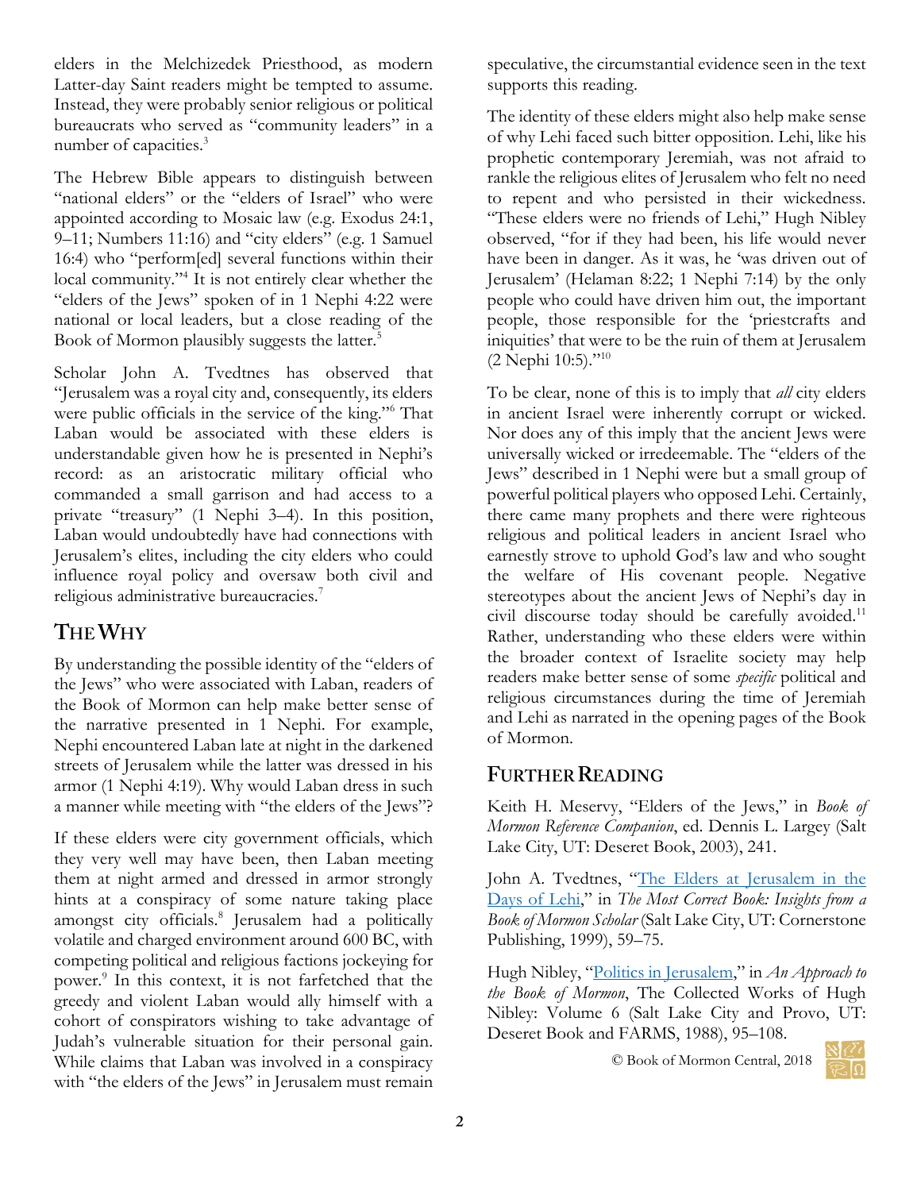elders in the Melchizedek Priesthood, as modern Latter-day Saint readers might be tempted to assume. Instead, they were probably senior religious or political bureaucrats who served as "community leaders" in a number of capacities.[3]

The Hebrew Bible appears to distinguish between "national elders" or the "elders of Israel" who were appointed according to Mosaic law (e.g. Exodus 24:1, 9–11; Numbers 11:16) and "city elders" (e.g. 1 Samuel 16:4) who "perform[ed] several functions within their local community."[4] It is not entirely clear whether the "elders of the Jews" spoken of in 1 Nephi 4:22 were national or local leaders, but a close reading of the Book of Mormon plausibly suggests the latter.[5]

Scholar John A. Tvedtnes has observed that "Jerusalem was a royal city and, consequently, its elders were public officials in the service of the king."[6] That Laban would be associated with these elders is understandable given how he is presented in Nephi's record: as an aristocratic military official who commanded a small garrison and had access to a private "treasury" (1 Nephi 3–4). In this position, Laban would undoubtedly have had connections with Jerusalem's elites, including the city elders who could influence royal policy and oversaw both civil and religious administrative bureaucracies.[7]

## The Why

By understanding the possible identity of the "elders of the Jews" who were associated with Laban, readers of the Book of Mormon can help make better sense of the narrative presented in 1 Nephi. For example, Nephi encountered Laban late at night in the darkened streets of Jerusalem while the latter was dressed in his armor (1 Nephi 4:19). Why would Laban dress in such a manner while meeting with "the elders of the Jews"?

If these elders were city government officials, which they very well may have been, then Laban meeting them at night armed and dressed in armor strongly hints at a conspiracy of some nature taking place amongst city officials.[8] Jerusalem had a politically volatile and charged environment around 600 BC, with competing political and religious factions jockeying for power.[9] In this context, it is not farfetched that the greedy and violent Laban would ally himself with a cohort of conspirators wishing to take advantage of Judah's vulnerable situation for their personal gain. While claims that Laban was involved in a conspiracy with "the elders of the Jews" in Jerusalem must remain speculative, the circumstantial evidence seen in the text supports this reading.

The identity of these elders might also help make sense of why Lehi faced such bitter opposition. Lehi, like his prophetic contemporary Jeremiah, was not afraid to rankle the religious elites of Jerusalem who felt no need to repent and who persisted in their wickedness. "These elders were no friends of Lehi," Hugh Nibley observed, "for if they had been, his life would never have been in danger. As it was, he 'was driven out of Jerusalem' (Helaman 8:22; 1 Nephi 7:14) by the only people who could have driven him out, the important people, those responsible for the 'priestcrafts and iniquities' that were to be the ruin of them at Jerusalem (2 Nephi 10:5)."[10]

To be clear, none of this is to imply that *all* city elders in ancient Israel were inherently corrupt or wicked. Nor does any of this imply that the ancient Jews were universally wicked or irredeemable. The "elders of the Jews" described in 1 Nephi were but a small group of powerful political players who opposed Lehi. Certainly, there came many prophets and there were righteous religious and political leaders in ancient Israel who earnestly strove to uphold God's law and who sought the welfare of His covenant people. Negative stereotypes about the ancient Jews of Nephi's day in civil discourse today should be carefully avoided.[11] Rather, understanding who these elders were within the broader context of Israelite society may help readers make better sense of some *specific* political and religious circumstances during the time of Jeremiah and Lehi as narrated in the opening pages of the Book of Mormon.

## Further Reading

Keith H. Meservy, "Elders of the Jews," in *Book of Mormon Reference Companion*, ed. Dennis L. Largey (Salt Lake City, UT: Deseret Book, 2003), 241.

John A. Tvedtnes, "The Elders at Jerusalem in the Days of Lehi," in *The Most Correct Book: Insights from a Book of Mormon Scholar* (Salt Lake City, UT: Cornerstone Publishing, 1999), 59–75.

Hugh Nibley, "Politics in Jerusalem," in *An Approach to the Book of Mormon*, The Collected Works of Hugh Nibley: Volume 6 (Salt Lake City and Provo, UT: Deseret Book and FARMS, 1988), 95–108.

© Book of Mormon Central, 2018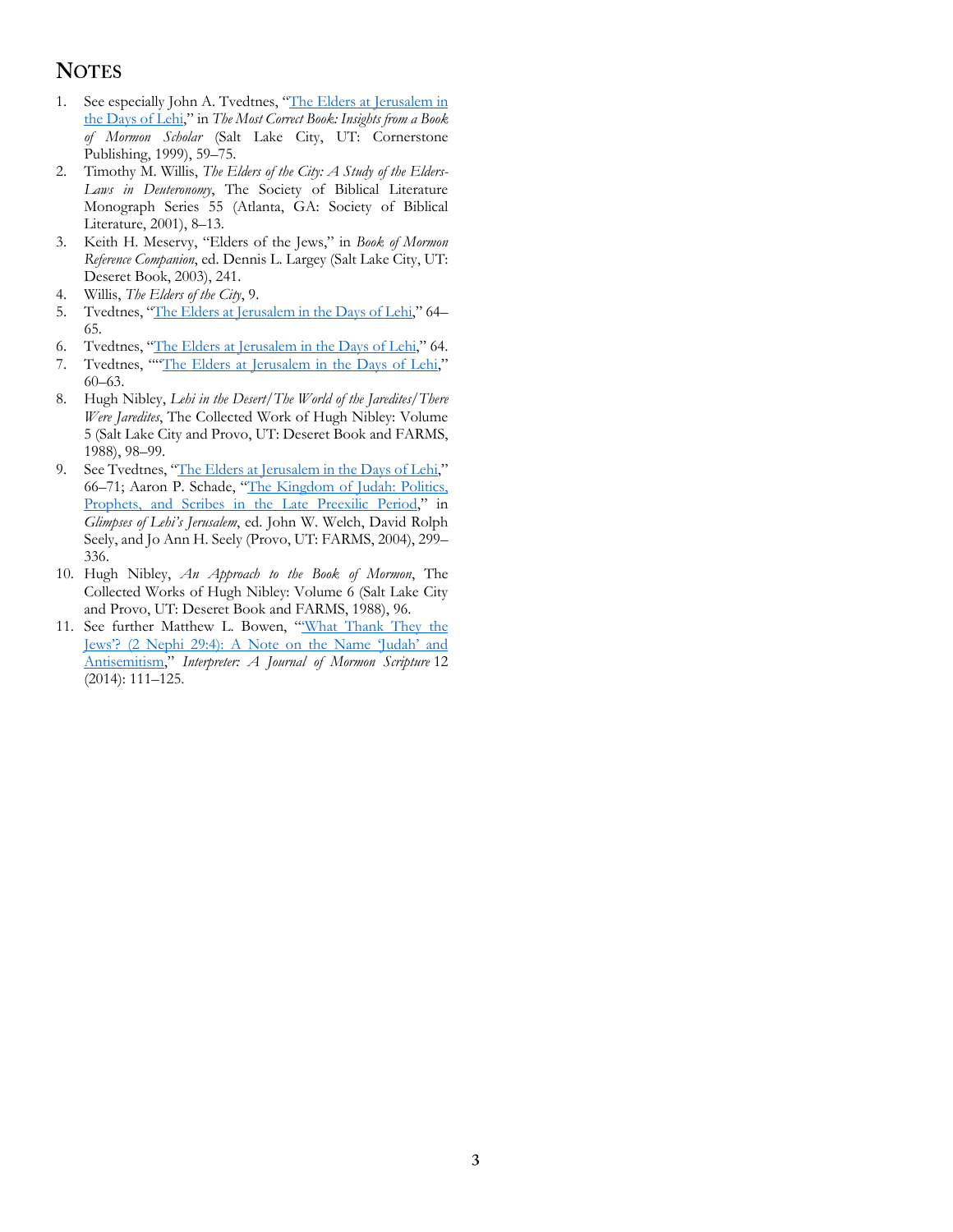# NOTES

1. See especially John A. Tvedtnes, "The Elders at Jerusalem in the Days of Lehi," in *The Most Correct Book: Insights from a Book of Mormon Scholar* (Salt Lake City, UT: Cornerstone Publishing, 1999), 59–75.
2. Timothy M. Willis, *The Elders of the City: A Study of the Elders-Laws in Deuteronomy*, The Society of Biblical Literature Monograph Series 55 (Atlanta, GA: Society of Biblical Literature, 2001), 8–13.
3. Keith H. Meservy, "Elders of the Jews," in *Book of Mormon Reference Companion*, ed. Dennis L. Largey (Salt Lake City, UT: Deseret Book, 2003), 241.
4. Willis, *The Elders of the City*, 9.
5. Tvedtnes, "The Elders at Jerusalem in the Days of Lehi," 64–65.
6. Tvedtnes, "The Elders at Jerusalem in the Days of Lehi," 64.
7. Tvedtnes, ""The Elders at Jerusalem in the Days of Lehi," 60–63.
8. Hugh Nibley, *Lehi in the Desert/The World of the Jaredites/There Were Jaredites*, The Collected Work of Hugh Nibley: Volume 5 (Salt Lake City and Provo, UT: Deseret Book and FARMS, 1988), 98–99.
9. See Tvedtnes, "The Elders at Jerusalem in the Days of Lehi," 66–71; Aaron P. Schade, "The Kingdom of Judah: Politics, Prophets, and Scribes in the Late Preexilic Period," in *Glimpses of Lehi's Jerusalem*, ed. John W. Welch, David Rolph Seely, and Jo Ann H. Seely (Provo, UT: FARMS, 2004), 299–336.
10. Hugh Nibley, *An Approach to the Book of Mormon*, The Collected Works of Hugh Nibley: Volume 6 (Salt Lake City and Provo, UT: Deseret Book and FARMS, 1988), 96.
11. See further Matthew L. Bowen, "'What Thank They the Jews'? (2 Nephi 29:4): A Note on the Name 'Judah' and Antisemitism," *Interpreter: A Journal of Mormon Scripture* 12 (2014): 111–125.